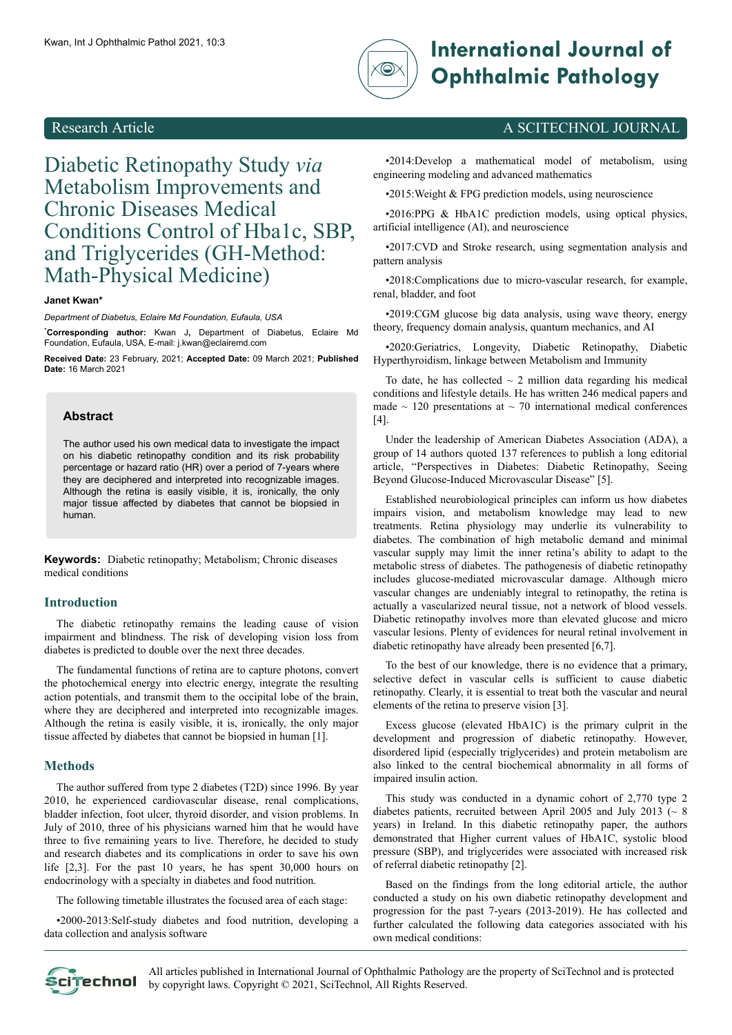Research Article

A SCITECHNOL JOURNAL

# Diabetic Retinopathy Study *via* Metabolism Improvements and Chronic Diseases Medical Conditions Control of Hba1c, SBP, and Triglycerides (GH-Method: Math-Physical Medicine)

**Janet Kwan***

*Department of Diabetus, Eclaire Md Foundation, Eufaula, USA*

***Corresponding author:** Kwan J, Department of Diabetus, Eclaire Md Foundation, Eufaula, USA, E-mail: j.kwan@eclairemd.com

**Received Date:** 23 February, 2021; **Accepted Date:** 09 March 2021; **Published Date:** 16 March 2021

## Abstract

The author used his own medical data to investigate the impact on his diabetic retinopathy condition and its risk probability percentage or hazard ratio (HR) over a period of 7-years where they are deciphered and interpreted into recognizable images. Although the retina is easily visible, it is, ironically, the only major tissue affected by diabetes that cannot be biopsied in human.

**Keywords:** Diabetic retinopathy; Metabolism; Chronic diseases medical conditions

## Introduction

The diabetic retinopathy remains the leading cause of vision impairment and blindness. The risk of developing vision loss from diabetes is predicted to double over the next three decades.

The fundamental functions of retina are to capture photons, convert the photochemical energy into electric energy, integrate the resulting action potentials, and transmit them to the occipital lobe of the brain, where they are deciphered and interpreted into recognizable images. Although the retina is easily visible, it is, ironically, the only major tissue affected by diabetes that cannot be biopsied in human [1].

## Methods

The author suffered from type 2 diabetes (T2D) since 1996. By year 2010, he experienced cardiovascular disease, renal complications, bladder infection, foot ulcer, thyroid disorder, and vision problems. In July of 2010, three of his physicians warned him that he would have three to five remaining years to live. Therefore, he decided to study and research diabetes and its complications in order to save his own life [2,3]. For the past 10 years, he has spent 30,000 hours on endocrinology with a specialty in diabetes and food nutrition.

The following timetable illustrates the focused area of each stage:

•2000-2013:Self-study diabetes and food nutrition, developing a data collection and analysis software

•2014:Develop a mathematical model of metabolism, using engineering modeling and advanced mathematics

•2015:Weight & FPG prediction models, using neuroscience

•2016:PPG & HbA1C prediction models, using optical physics, artificial intelligence (AI), and neuroscience

•2017:CVD and Stroke research, using segmentation analysis and pattern analysis

•2018:Complications due to micro-vascular research, for example, renal, bladder, and foot

•2019:CGM glucose big data analysis, using wave theory, energy theory, frequency domain analysis, quantum mechanics, and AI

•2020:Geriatrics, Longevity, Diabetic Retinopathy, Diabetic Hyperthyroidism, linkage between Metabolism and Immunity

To date, he has collected ~ 2 million data regarding his medical conditions and lifestyle details. He has written 246 medical papers and made ~ 120 presentations at ~ 70 international medical conferences [4].

Under the leadership of American Diabetes Association (ADA), a group of 14 authors quoted 137 references to publish a long editorial article, "Perspectives in Diabetes: Diabetic Retinopathy, Seeing Beyond Glucose-Induced Microvascular Disease" [5].

Established neurobiological principles can inform us how diabetes impairs vision, and metabolism knowledge may lead to new treatments. Retina physiology may underlie its vulnerability to diabetes. The combination of high metabolic demand and minimal vascular supply may limit the inner retina's ability to adapt to the metabolic stress of diabetes. The pathogenesis of diabetic retinopathy includes glucose-mediated microvascular damage. Although micro vascular changes are undeniably integral to retinopathy, the retina is actually a vascularized neural tissue, not a network of blood vessels. Diabetic retinopathy involves more than elevated glucose and micro vascular lesions. Plenty of evidences for neural retinal involvement in diabetic retinopathy have already been presented [6,7].

To the best of our knowledge, there is no evidence that a primary, selective defect in vascular cells is sufficient to cause diabetic retinopathy. Clearly, it is essential to treat both the vascular and neural elements of the retina to preserve vision [3].

Excess glucose (elevated HbA1C) is the primary culprit in the development and progression of diabetic retinopathy. However, disordered lipid (especially triglycerides) and protein metabolism are also linked to the central biochemical abnormality in all forms of impaired insulin action.

This study was conducted in a dynamic cohort of 2,770 type 2 diabetes patients, recruited between April 2005 and July 2013 (~ 8 years) in Ireland. In this diabetic retinopathy paper, the authors demonstrated that Higher current values of HbA1C, systolic blood pressure (SBP), and triglycerides were associated with increased risk of referral diabetic retinopathy [2].

Based on the findings from the long editorial article, the author conducted a study on his own diabetic retinopathy development and progression for the past 7-years (2013-2019). He has collected and further calculated the following data categories associated with his own medical conditions:

All articles published in International Journal of Ophthalmic Pathology are the property of SciTechnol and is protected by copy right laws. Copyright © 2021, SciTechnol, All Rights Reserved.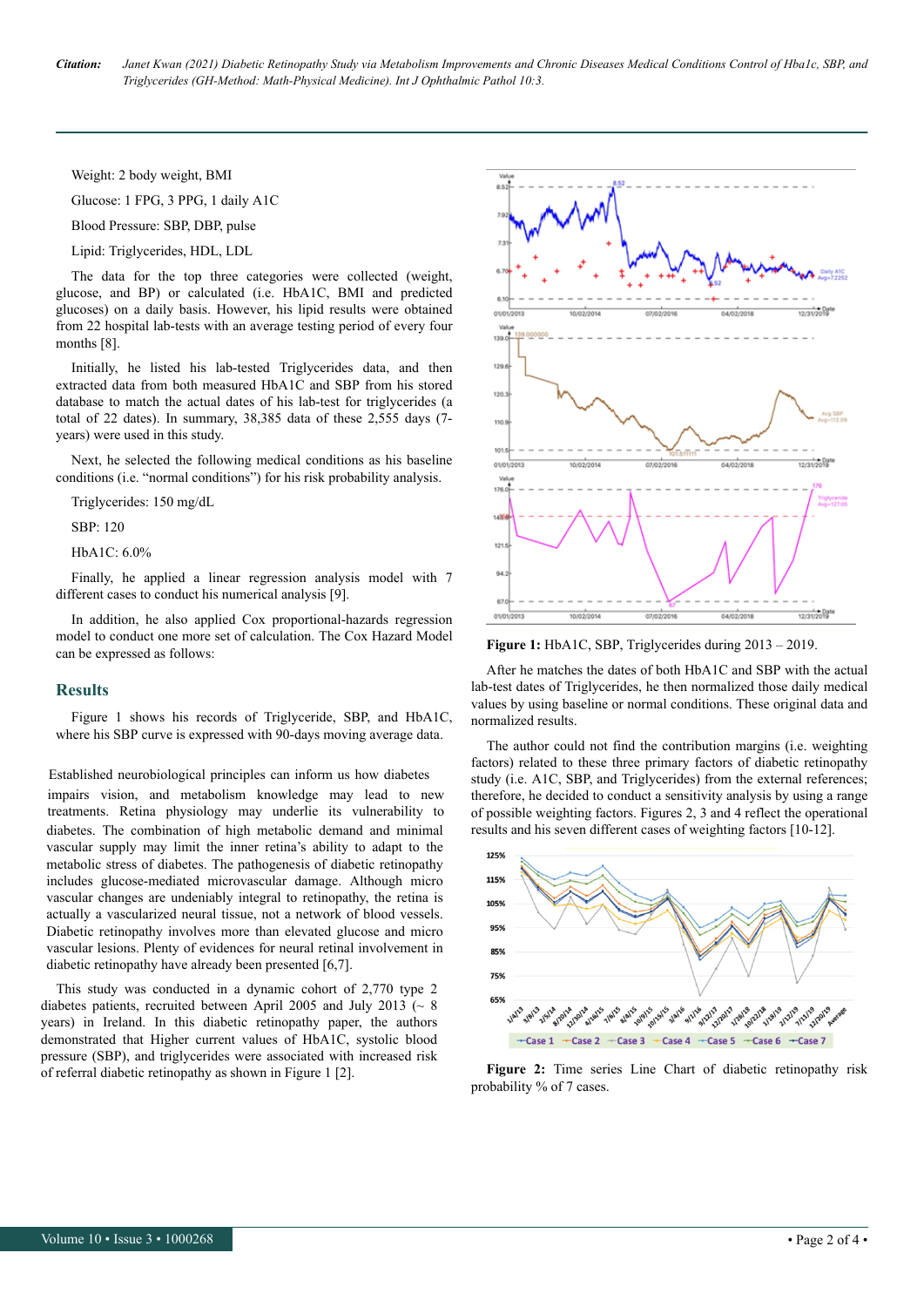Weight: 2 body weight, BMI

Glucose: 1 FPG, 3 PPG, 1 daily A1C

Blood Pressure: SBP, DBP, pulse

Lipid: Triglycerides, HDL, LDL

The data for the top three categories were collected (weight, glucose, and BP) or calculated (i.e. HbA1C, BMI and predicted glucoses) on a daily basis. However, his lipid results were obtained from 22 hospital lab-tests with an average testing period of every four months [8].

Initially, he listed his lab-tested Triglycerides data, and then extracted data from both measured HbA1C and SBP from his stored database to match the actual dates of his lab-test for triglycerides (a total of 22 dates). In summary, 38,385 data of these 2,555 days (7-years) were used in this study.

Next, he selected the following medical conditions as his baseline conditions (i.e. "normal conditions") for his risk probability analysis.

Triglycerides: 150 mg/dL

SBP: 120

HbA1C: 6.0%

Finally, he applied a linear regression analysis model with 7 different cases to conduct his numerical analysis [9].

In addition, he also applied Cox proportional-hazards regression model to conduct one more set of calculation. The Cox Hazard Model can be expressed as follows:

## Results

Figure 1 shows his records of Triglyceride, SBP, and HbA1C, where his SBP curve is expressed with 90-days moving average data.

Established neurobiological principles can inform us how diabetes impairs vision, and metabolism knowledge may lead to new treatments. Retina physiology may underlie its vulnerability to diabetes. The combination of high metabolic demand and minimal vascular supply may limit the inner retina's ability to adapt to the metabolic stress of diabetes. The pathogenesis of diabetic retinopathy includes glucose-mediated microvascular damage. Although micro vascular changes are undeniably integral to retinopathy, the retina is actually a vascularized neural tissue, not a network of blood vessels. Diabetic retinopathy involves more than elevated glucose and micro vascular lesions. Plenty of evidences for neural retinal involvement in diabetic retinopathy have already been presented [6,7].

This study was conducted in a dynamic cohort of 2,770 type 2 diabetes patients, recruited between April 2005 and July 2013 (~ 8 years) in Ireland. In this diabetic retinopathy paper, the authors demonstrated that Higher current values of HbA1C, systolic blood pressure (SBP), and triglycerides were associated with increased risk of referral diabetic retinopathy as shown in Figure 1 [2].

**Figure 1:** HbA1C, SBP, Triglycerides during 2013 – 2019.

After he matches the dates of both HbA1C and SBP with the actual lab-test dates of Triglycerides, he then normalized those daily medical values by using baseline or normal conditions. These original data and normalized results.

The author could not find the contribution margins (i.e. weighting factors) related to these three primary factors of diabetic retinopathy study (i.e. A1C, SBP, and Triglycerides) from the external references; therefore, he decided to conduct a sensitivity analysis by using a range of possible weighting factors. Figures 2, 3 and 4 reflect the operational results and his seven different cases of weighting factors [10-12].

**Figure 2:** Time series Line Chart of diabetic retinopathy risk probability % of 7 cases.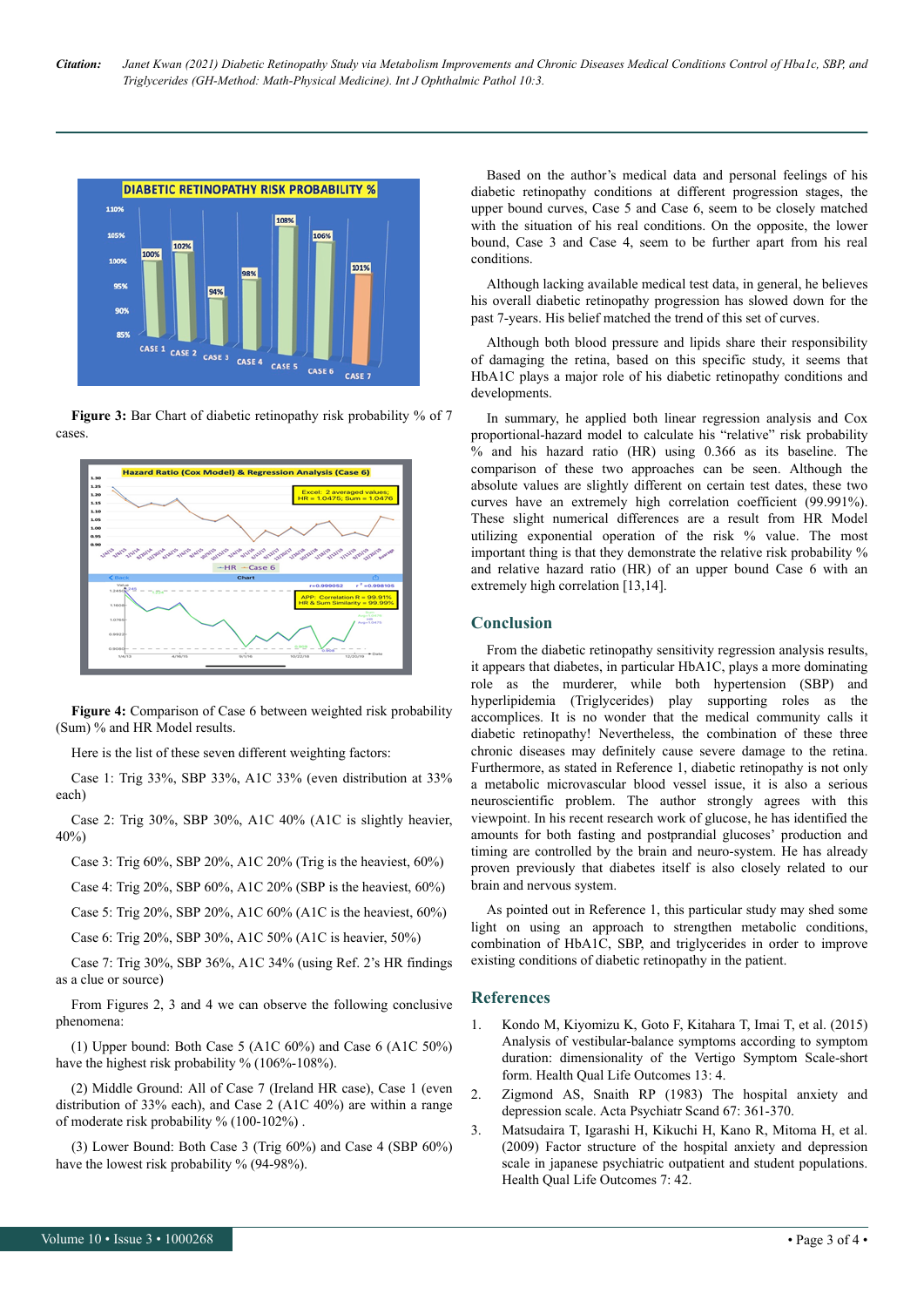Figure 3: Bar Chart of diabetic retinopathy risk probability % of 7 cases.

Figure 4: Comparison of Case 6 between weighted risk probability (Sum) % and HR Model results.

Here is the list of these seven different weighting factors:

Case 1: Trig 33%, SBP 33%, A1C 33% (even distribution at 33% each)

Case 2: Trig 30%, SBP 30%, A1C 40% (A1C is slightly heavier, 40%)

Case 3: Trig 60%, SBP 20%, A1C 20% (Trig is the heaviest, 60%)

Case 4: Trig 20%, SBP 60%, A1C 20% (SBP is the heaviest, 60%)

Case 5: Trig 20%, SBP 20%, A1C 60% (A1C is the heaviest, 60%)

Case 6: Trig 20%, SBP 30%, A1C 50% (A1C is heavier, 50%)

Case 7: Trig 30%, SBP 36%, A1C 34% (using Ref. 2's HR findings as a clue or source)

From Figures 2, 3 and 4 we can observe the following conclusive phenomena:

(1) Upper bound: Both Case 5 (A1C 60%) and Case 6 (A1C 50%) have the highest risk probability % (106%-108%).

(2) Middle Ground: All of Case 7 (Ireland HR case), Case 1 (even distribution of 33% each), and Case 2 (A1C 40%) are within a range of moderate risk probability % (100-102%) .

(3) Lower Bound: Both Case 3 (Trig 60%) and Case 4 (SBP 60%) have the lowest risk probability % (94-98%).

Based on the author's medical data and personal feelings of his diabetic retinopathy conditions at different progression stages, the upper bound curves, Case 5 and Case 6, seem to be closely matched with the situation of his real conditions. On the opposite, the lower bound, Case 3 and Case 4, seem to be further apart from his real conditions.

Although lacking available medical test data, in general, he believes his overall diabetic retinopathy progression has slowed down for the past 7-years. His belief matched the trend of this set of curves.

Although both blood pressure and lipids share their responsibility of damaging the retina, based on this specific study, it seems that HbA1C plays a major role of his diabetic retinopathy conditions and developments.

In summary, he applied both linear regression analysis and Cox proportional-hazard model to calculate his "relative" risk probability % and his hazard ratio (HR) using 0.366 as its baseline. The comparison of these two approaches can be seen. Although the absolute values are slightly different on certain test dates, these two curves have an extremely high correlation coefficient (99.991%). These slight numerical differences are a result from HR Model utilizing exponential operation of the risk % value. The most important thing is that they demonstrate the relative risk probability % and relative hazard ratio (HR) of an upper bound Case 6 with an extremely high correlation [13,14].

## Conclusion

From the diabetic retinopathy sensitivity regression analysis results, it appears that diabetes, in particular HbA1C, plays a more dominating role as the murderer, while both hypertension (SBP) and hyperlipidemia (Triglycerides) play supporting roles as the accomplices. It is no wonder that the medical community calls it diabetic retinopathy! Nevertheless, the combination of these three chronic diseases may definitely cause severe damage to the retina. Furthermore, as stated in Reference 1, diabetic retinopathy is not only a metabolic microvascular blood vessel issue, it is also a serious neuroscientific problem. The author strongly agrees with this viewpoint. In his recent research work of glucose, he has identified the amounts for both fasting and postprandial glucoses' production and timing are controlled by the brain and neuro-system. He has already proven previously that diabetes itself is also closely related to our brain and nervous system.

As pointed out in Reference 1, this particular study may shed some light on using an approach to strengthen metabolic conditions, combination of HbA1C, SBP, and triglycerides in order to improve existing conditions of diabetic retinopathy in the patient.

## References

1. Kondo M, Kiyomizu K, Goto F, Kitahara T, Imai T, et al. (2015) Analysis of vestibular-balance symptoms according to symptom duration: dimensionality of the Vertigo Symptom Scale-short form. Health Qual Life Outcomes 13: 4.
2. Zigmond AS, Snaith RP (1983) The hospital anxiety and depression scale. Acta Psychiatr Scand 67: 361-370.
3. Matsudaira T, Igarashi H, Kikuchi H, Kano R, Mitoma H, et al. (2009) Factor structure of the hospital anxiety and depression scale in japanese psychiatric outpatient and student populations. Health Qual Life Outcomes 7: 42.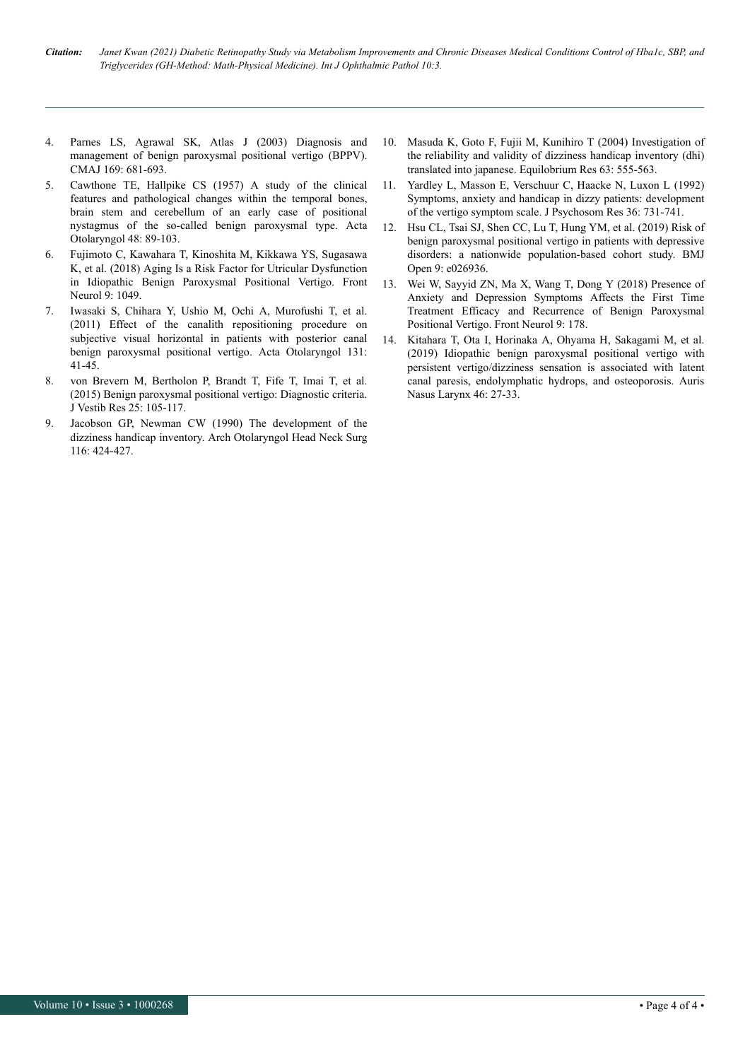4. Parnes LS, Agrawal SK, Atlas J (2003) Diagnosis and management of benign paroxysmal positional vertigo (BPPV). CMAJ 169: 681-693.
5. Cawthone TE, Hallpike CS (1957) A study of the clinical features and pathological changes within the temporal bones, brain stem and cerebellum of an early case of positional nystagmus of the so-called benign paroxysmal type. Acta Otolaryngol 48: 89-103.
6. Fujimoto C, Kawahara T, Kinoshita M, Kikkawa YS, Sugasawa K, et al. (2018) Aging Is a Risk Factor for Utricular Dysfunction in Idiopathic Benign Paroxysmal Positional Vertigo. Front Neurol 9: 1049.
7. Iwasaki S, Chihara Y, Ushio M, Ochi A, Murofushi T, et al. (2011) Effect of the canalith repositioning procedure on subjective visual horizontal in patients with posterior canal benign paroxysmal positional vertigo. Acta Otolaryngol 131: 41-45.
8. von Brevern M, Bertholon P, Brandt T, Fife T, Imai T, et al. (2015) Benign paroxysmal positional vertigo: Diagnostic criteria. J Vestib Res 25: 105-117.
9. Jacobson GP, Newman CW (1990) The development of the dizziness handicap inventory. Arch Otolaryngol Head Neck Surg 116: 424-427.
10. Masuda K, Goto F, Fujii M, Kunihiro T (2004) Investigation of the reliability and validity of dizziness handicap inventory (dhi) translated into japanese. Equilobrium Res 63: 555-563.
11. Yardley L, Masson E, Verschuur C, Haacke N, Luxon L (1992) Symptoms, anxiety and handicap in dizzy patients: development of the vertigo symptom scale. J Psychosom Res 36: 731-741.
12. Hsu CL, Tsai SJ, Shen CC, Lu T, Hung YM, et al. (2019) Risk of benign paroxysmal positional vertigo in patients with depressive disorders: a nationwide population-based cohort study. BMJ Open 9: e026936.
13. Wei W, Sayyid ZN, Ma X, Wang T, Dong Y (2018) Presence of Anxiety and Depression Symptoms Affects the First Time Treatment Efficacy and Recurrence of Benign Paroxysmal Positional Vertigo. Front Neurol 9: 178.
14. Kitahara T, Ota I, Horinaka A, Ohyama H, Sakagami M, et al. (2019) Idiopathic benign paroxysmal positional vertigo with persistent vertigo/dizziness sensation is associated with latent canal paresis, endolymphatic hydrops, and osteoporosis. Auris Nasus Larynx 46: 27-33.